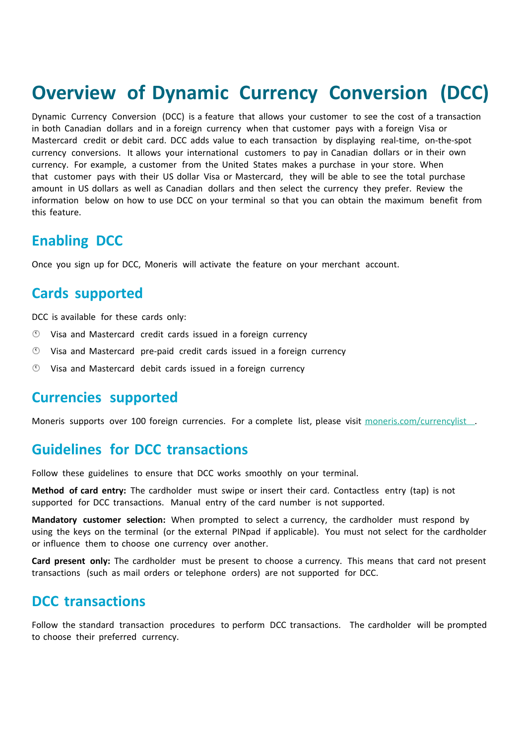# Overview of Dynamic Currency Conversion (DCC)

Dynamic Currency Conversion (DCC) is a feature that allows your customer to see the cost of a transaction in both Canadian dollars and in a foreign currency when that customer pays with a foreign Visa or Mastercard credit or debit card. DCC adds value to each transaction by displaying real-time, on-the-spot currency conversions. It allows your international customers to pay in Canadian dollars or in their own currency. For example, a customer from the United States makes a purchase in your store. When that customer pays with their US dollar Visa or Mastercard, they will be able to see the total purchase amount in US dollars as well as Canadian dollars and then select the currency they prefer. Review the information below on how to use DCC on your terminal so that you can obtain the maximum benefit from this feature.

## Enabling DCC

Once you sign up for DCC, Moneris will activate the feature on your merchant account.

## Cards supported

DCC is available for these cards only:

- Visa and Mastercard credit cards issued in a foreign currency
- Visa and Mastercard pre-paid credit cards issued in a foreign currency
- Visa and Mastercard debit cards issued in a foreign currency

## Currencies supported

Moneris supports over 100 foreign currencies. For a complete list, please visit moneris.com/currencylist.

## Guidelines for DCC transactions

Follow these guidelines to ensure that DCC works smoothly on your terminal.

**Method of card entry:** The cardholder must swipe or insert their card. Contactless entry (tap) is not supported for DCC transactions. Manual entry of the card number is not supported.

**Mandatory customer selection:** When prompted to select a currency, the cardholder must respond by using the keys on the terminal (or the external PINpad if applicable). You must not select for the cardholder or influence them to choose one currency over another.

**Card present only:** The cardholder must be present to choose a currency. This means that card not present transactions (such as mail orders or telephone orders) are not supported for DCC.

## DCC transactions

Follow the standard transaction procedures to perform DCC transactions. The cardholder will be prompted to choose their preferred currency.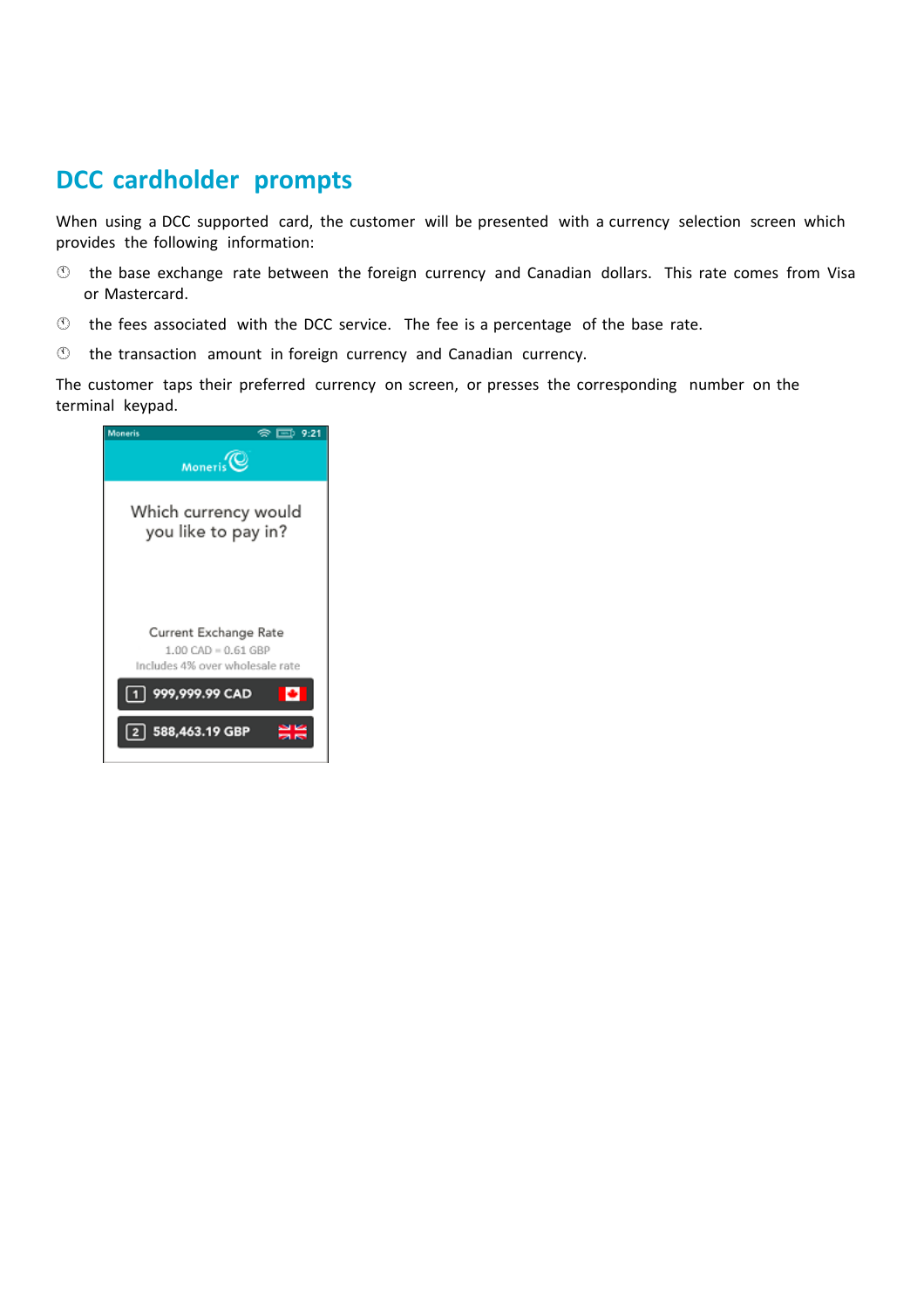## DCC cardholder prompts

When using a DCC supported card, the customer will be presented with a currency selection screen which provides the following information:

- the base exchange rate between the foreign currency and Canadian dollars. This rate comes from Visa or Mastercard.
- the fees associated with the DCC service. The fee is a percentage of the base rate.
- the transaction amount in foreign currency and Canadian currency.

The customer taps their preferred currency on screen, or presses the corresponding number on the terminal keypad.

Moneris 9:21

Moneris

Which currency would you like to pay in?

Current Exchange Rate

1.00 CAD = 0.61 GBP

Includes 4% over wholesale rate

1 999,999.99 CAD

2 588,463.19 GBP